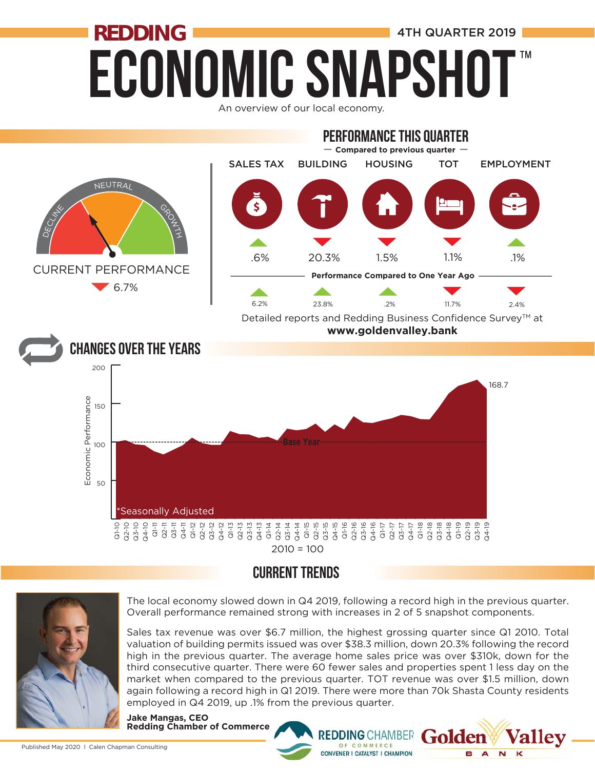# REDDING ECONOMIC SNAPSHOT™

4TH QUARTER 2019

An overview of our local economy.

## PERFORMANCE THIS QUARTER

— Compared to previous quarter —

| | SALES TAX | BUILDING | HOUSING | TOT | EMPLOYMENT |
|---|---|---|---|---|---|
| Compared to previous quarter | ▲ .6% | ▼ 20.3% | ▼ 1.5% | ▼ 1.1% | ▲ .1% |
| Performance Compared to One Year Ago | ▲ 6.2% | ▲ 23.8% | ▲ .2% | ▼ 11.7% | ▼ 2.4% |

CURRENT PERFORMANCE

▼ 6.7%

Detailed reports and Redding Business Confidence Survey™ at **www.goldenvalley.bank**

## CHANGES OVER THE YEARS

Economic Performance: 168.7 (Q4-19)

Base Year: 2010 = 100

*Seasonally Adjusted

## CURRENT TRENDS

The local economy slowed down in Q4 2019, following a record high in the previous quarter. Overall performance remained strong with increases in 2 of 5 snapshot components.

Sales tax revenue was over $6.7 million, the highest grossing quarter since Q1 2010. Total valuation of building permits issued was over $38.3 million, down 20.3% following the record high in the previous quarter. The average home sales price was over $310k, down for the third consecutive quarter. There were 60 fewer sales and properties spent 1 less day on the market when compared to the previous quarter. TOT revenue was over $1.5 million, down again following a record high in Q1 2019. There were more than 70k Shasta County residents employed in Q4 2019, up .1% from the previous quarter.

**Jake Mangas, CEO**
**Redding Chamber of Commerce**

Published May 2020 | Calen Chapman Consulting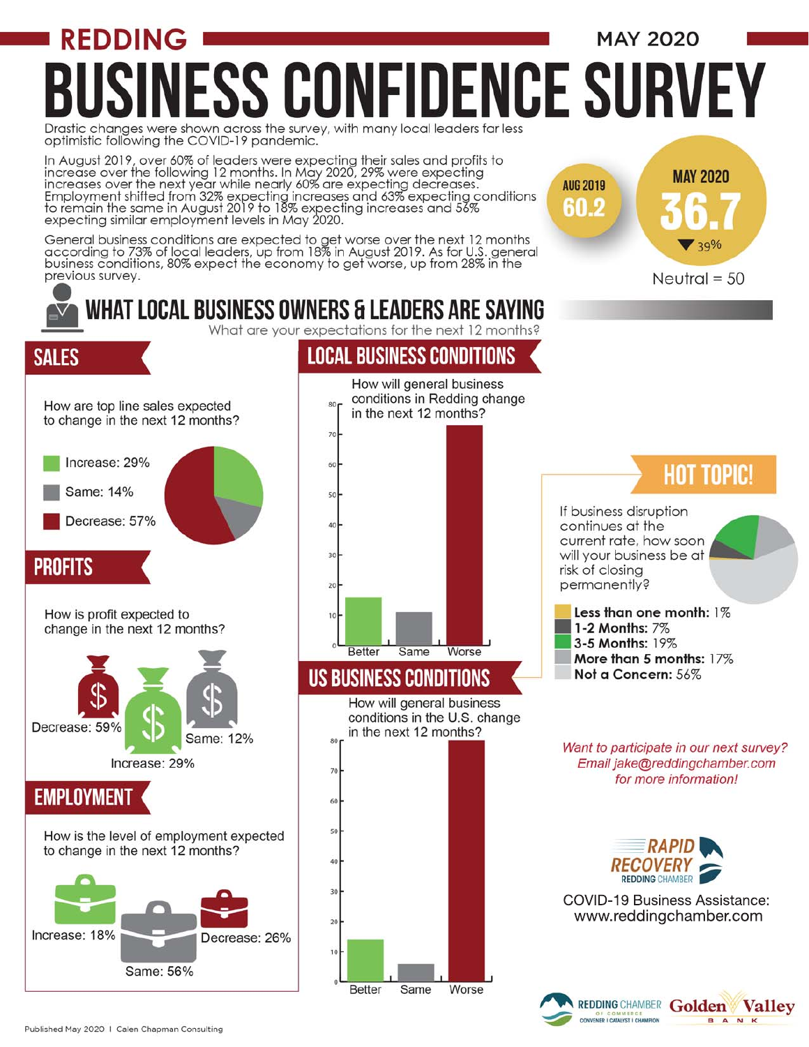# REDDING BUSINESS CONFIDENCE SURVEY

MAY 2020

Drastic changes were shown across the survey, with many local leaders far less optimistic following the COVID-19 pandemic.

In August 2019, over 60% of leaders were expecting their sales and profits to increase over the following 12 months. In May 2020, 29% were expecting increases over the next year while nearly 60% are expecting decreases. Employment shifted from 32% expecting increases and 63% expecting conditions to remain the same in August 2019 to 18% expecting increases and 56% expecting similar employment levels in May 2020.

General business conditions are expected to get worse over the next 12 months according to 73% of local leaders, up from 18% in August 2019. As for U.S. general business conditions, 80% expect the economy to get worse, up from 28% in the previous survey.

**AUG 2019** 60.2

**MAY 2020** 36.7 ▼ 39%

Neutral = 50

## WHAT LOCAL BUSINESS OWNERS & LEADERS ARE SAYING

What are your expectations for the next 12 months?

### SALES

How are top line sales expected to change in the next 12 months?

- Increase: 29%
- Same: 14%
- Decrease: 57%

### PROFITS

How is profit expected to change in the next 12 months?

- Decrease: 59%
- Increase: 29%
- Same: 12%

### EMPLOYMENT

How is the level of employment expected to change in the next 12 months?

- Increase: 18%
- Same: 56%
- Decrease: 26%

### LOCAL BUSINESS CONDITIONS

How will general business conditions in Redding change in the next 12 months?

Better | Same | Worse

### US BUSINESS CONDITIONS

How will general business conditions in the U.S. change in the next 12 months?

Better | Same | Worse

### HOT TOPIC!

If business disruption continues at the current rate, how soon will your business be at risk of closing permanently?

- **Less than one month:** 1%
- **1-2 Months:** 7%
- **3-5 Months:** 19%
- **More than 5 months:** 17%
- **Not a Concern:** 56%

*Want to participate in our next survey? Email jake@reddingchamber.com for more information!*

RAPID RECOVERY REDDING CHAMBER

COVID-19 Business Assistance: www.reddingchamber.com

REDDING CHAMBER OF COMMERCE — CONVENER | CATALYST | CHAMPION

Golden Valley BANK

Published May 2020 | Calen Chapman Consulting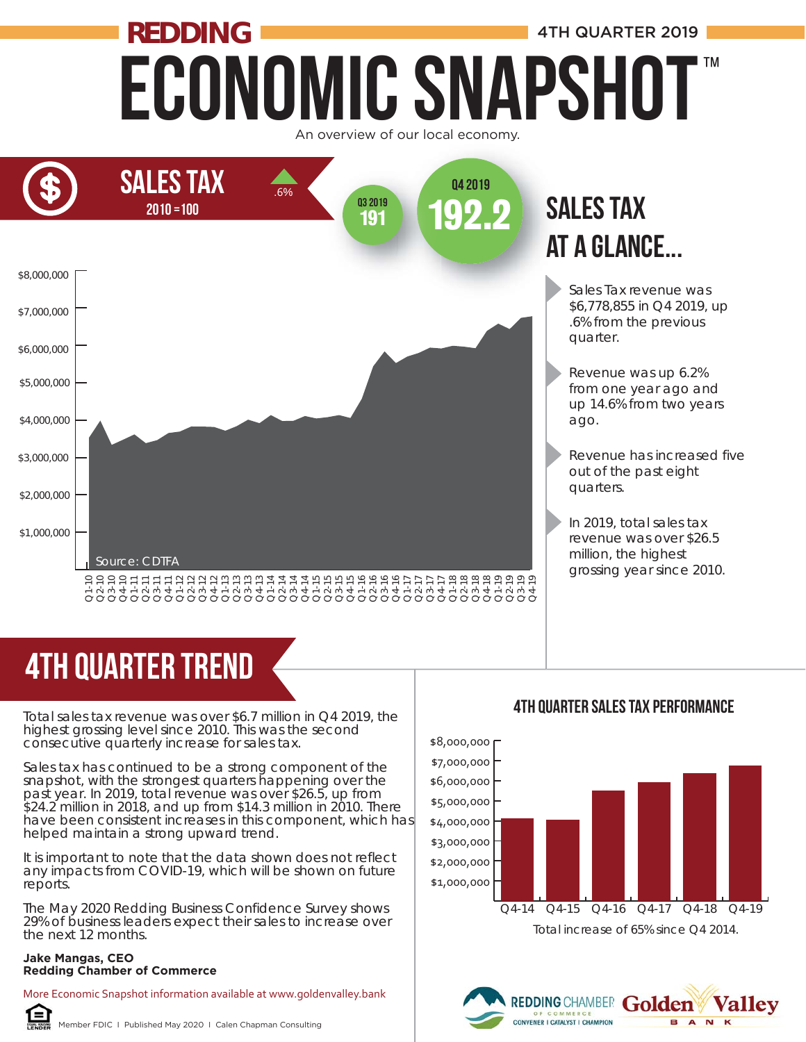# REDDING ECONOMIC SNAPSHOT™

4TH QUARTER 2019

An overview of our local economy.

## SALES TAX

2010 = 100

▲ .6%

Q3 2019: 191

Q4 2019: 192.2

Source: CDTFA

## SALES TAX AT A GLANCE...

- Sales Tax revenue was $6,778,855 in Q4 2019, up .6% from the previous quarter.
- Revenue was up 6.2% from one year ago and up 14.6% from two years ago.
- Revenue has increased five out of the past eight quarters.
- In 2019, total sales tax revenue was over $26.5 million, the highest grossing year since 2010.

## 4TH QUARTER TREND

Total sales tax revenue was over $6.7 million in Q4 2019, the highest grossing level since 2010. This was the second consecutive quarterly increase for sales tax.

Sales tax has continued to be a strong component of the snapshot, with the strongest quarters happening over the past year. In 2019, total revenue was over $26.5, up from $24.2 million in 2018, and up from $14.3 million in 2010. There have been consistent increases in this component, which has helped maintain a strong upward trend.

It is important to note that the data shown does not reflect any impacts from COVID-19, which will be shown on future reports.

The May 2020 Redding Business Confidence Survey shows 29% of business leaders expect their sales to increase over the next 12 months.

**Jake Mangas, CEO**
**Redding Chamber of Commerce**

### 4TH QUARTER SALES TAX PERFORMANCE

Total increase of 65% since Q4 2014.

More Economic Snapshot information available at www.goldenvalley.bank

Member FDIC | Published May 2020 | Calen Chapman Consulting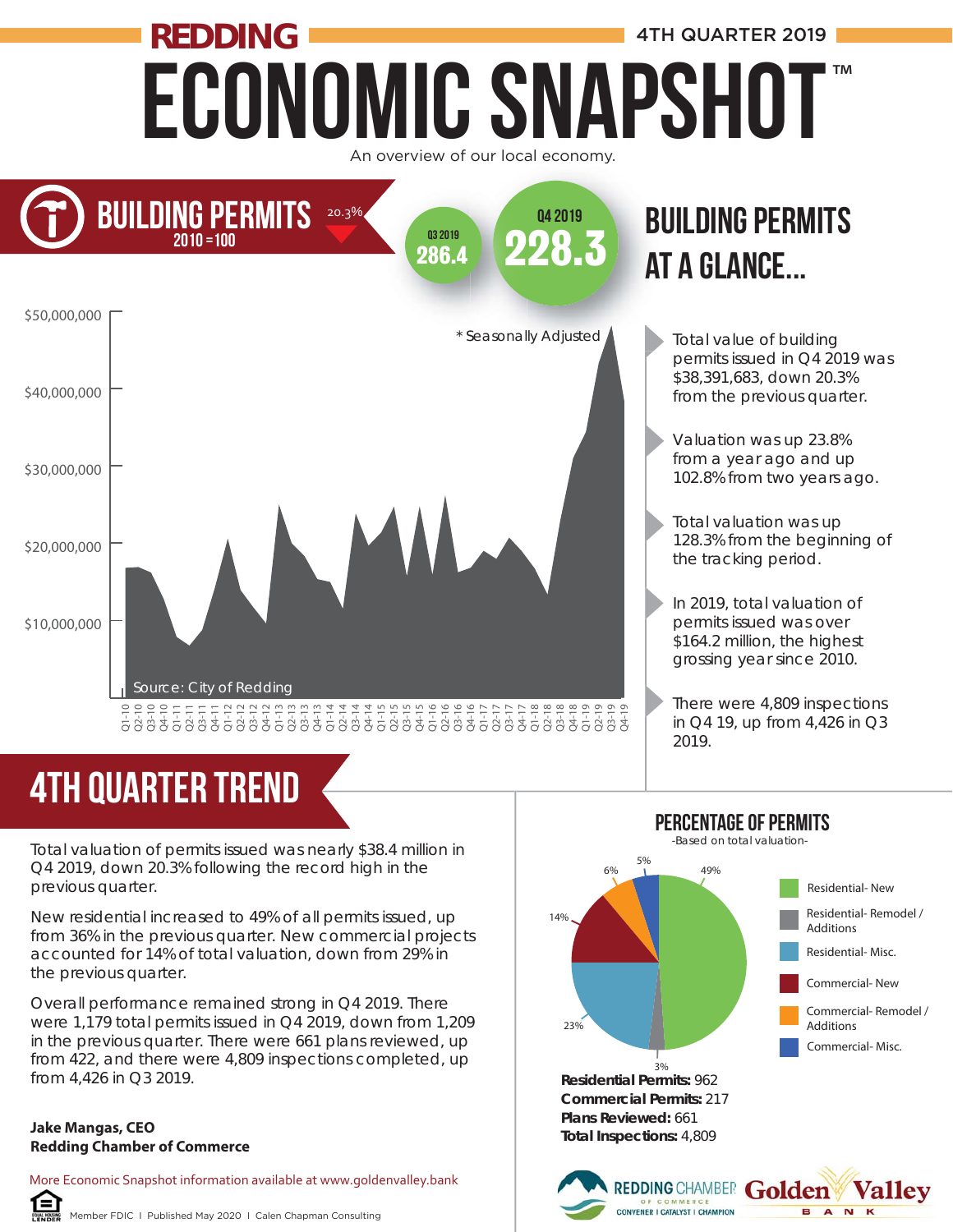# REDDING ECONOMIC SNAPSHOT™

4TH QUARTER 2019

An overview of our local economy.

## BUILDING PERMITS

2010 = 100

20.3%

Q3 2019: 286.4

Q4 2019: 228.3

* Seasonally Adjusted

Source: City of Redding

## BUILDING PERMITS AT A GLANCE...

- Total value of building permits issued in Q4 2019 was $38,391,683, down 20.3% from the previous quarter.
- Valuation was up 23.8% from a year ago and up 102.8% from two years ago.
- Total valuation was up 128.3% from the beginning of the tracking period.
- In 2019, total valuation of permits issued was over $164.2 million, the highest grossing year since 2010.
- There were 4,809 inspections in Q4 19, up from 4,426 in Q3 2019.

## 4TH QUARTER TREND

Total valuation of permits issued was nearly $38.4 million in Q4 2019, down 20.3% following the record high in the previous quarter.

New residential increased to 49% of all permits issued, up from 36% in the previous quarter. New commercial projects accounted for 14% of total valuation, down from 29% in the previous quarter.

Overall performance remained strong in Q4 2019. There were 1,179 total permits issued in Q4 2019, down from 1,209 in the previous quarter. There were 661 plans reviewed, up from 422, and there were 4,809 inspections completed, up from 4,426 in Q3 2019.

**Jake Mangas, CEO**
**Redding Chamber of Commerce**

## PERCENTAGE OF PERMITS

-Based on total valuation-

| Category | Percentage |
|---|---|
| Residential- New | 49% |
| Residential- Remodel / Additions | 3% |
| Residential- Misc. | 23% |
| Commercial- New | 14% |
| Commercial- Remodel / Additions | 6% |
| Commercial- Misc. | 5% |

**Residential Permits:** 962
**Commercial Permits:** 217
**Plans Reviewed:** 661
**Total Inspections:** 4,809

More Economic Snapshot information available at www.goldenvalley.bank

Member FDIC | Published May 2020 | Calen Chapman Consulting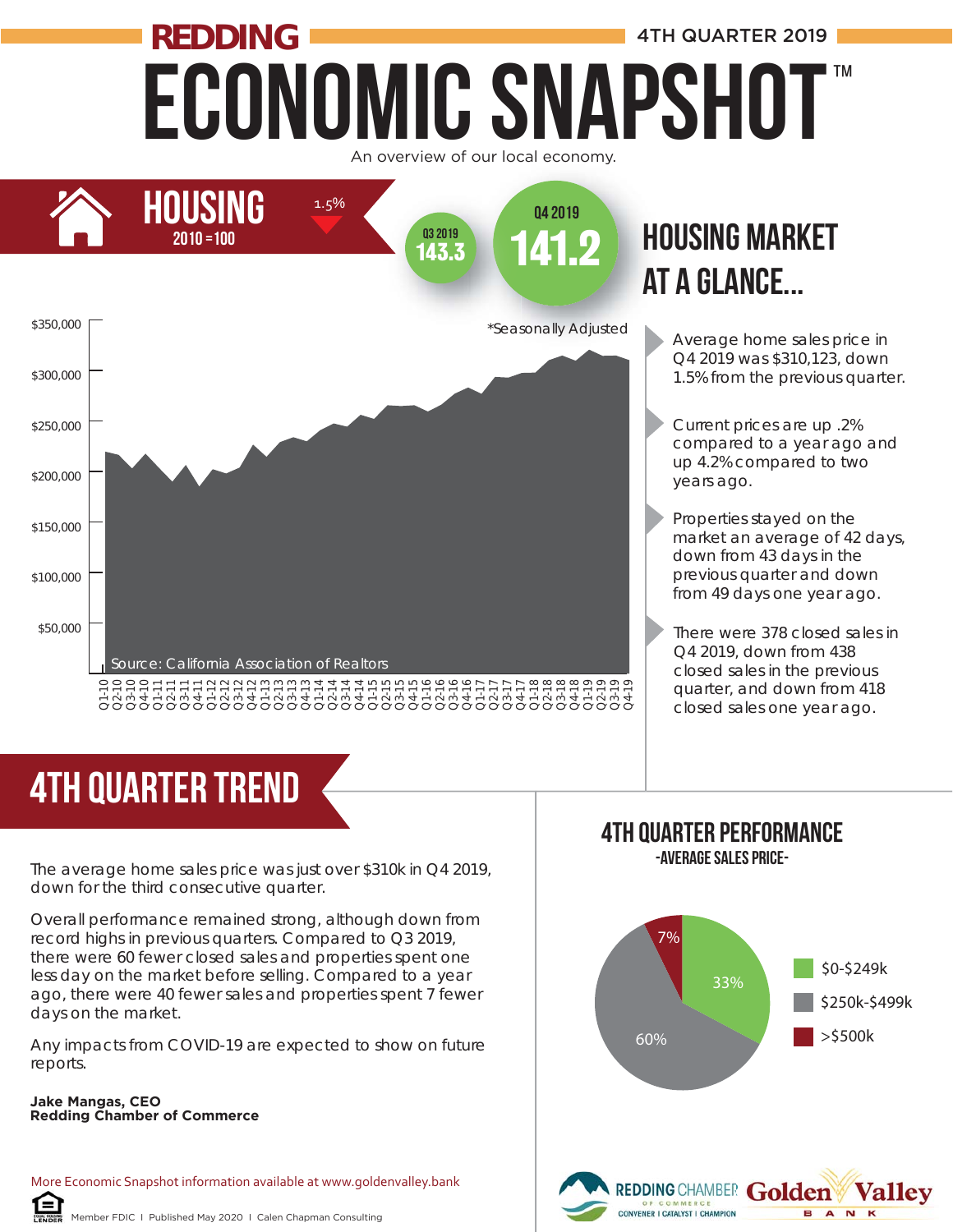# REDDING ECONOMIC SNAPSHOT™

4TH QUARTER 2019

An overview of our local economy.

## HOUSING

2010 = 100

1.5%

Q3 2019 **143.3**

Q4 2019 **141.2**

*Seasonally Adjusted

Source: California Association of Realtors

## HOUSING MARKET AT A GLANCE...

- Average home sales price in Q4 2019 was $310,123, down 1.5% from the previous quarter.
- Current prices are up .2% compared to a year ago and up 4.2% compared to two years ago.
- Properties stayed on the market an average of 42 days, down from 43 days in the previous quarter and down from 49 days one year ago.
- There were 378 closed sales in Q4 2019, down from 438 closed sales in the previous quarter, and down from 418 closed sales one year ago.

## 4TH QUARTER TREND

The average home sales price was just over $310k in Q4 2019, down for the third consecutive quarter.

Overall performance remained strong, although down from record highs in previous quarters. Compared to Q3 2019, there were 60 fewer closed sales and properties spent one less day on the market before selling. Compared to a year ago, there were 40 fewer sales and properties spent 7 fewer days on the market.

Any impacts from COVID-19 are expected to show on future reports.

**Jake Mangas, CEO**
**Redding Chamber of Commerce**

## 4TH QUARTER PERFORMANCE

-AVERAGE SALES PRICE-

| Price Range | Share |
|---|---|
| $0-$249k | 33% |
| $250k-$499k | 60% |
| >$500k | 7% |

More Economic Snapshot information available at www.goldenvalley.bank

Member FDIC | Published May 2020 | Calen Chapman Consulting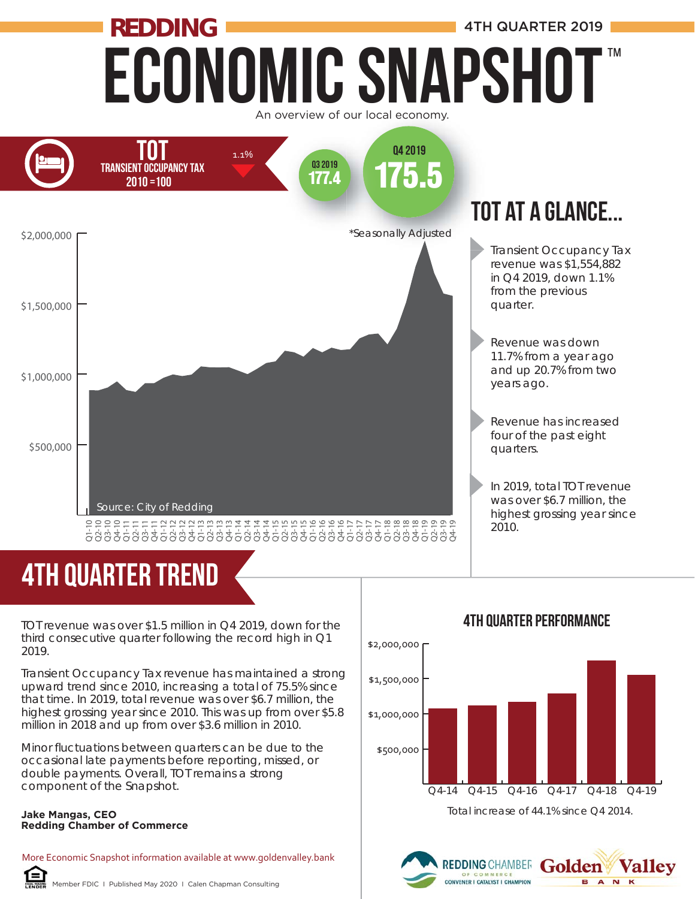# REDDING ECONOMIC SNAPSHOT™

4TH QUARTER 2019

An overview of our local economy.

## TOT

TRANSIENT OCCUPANCY TAX
2010 = 100

1.1%

Q3 2019: 177.4

Q4 2019: 175.5

*Seasonally Adjusted

Source: City of Redding

## TOT AT A GLANCE...

- Transient Occupancy Tax revenue was $1,554,882 in Q4 2019, down 1.1% from the previous quarter.
- Revenue was down 11.7% from a year ago and up 20.7% from two years ago.
- Revenue has increased four of the past eight quarters.
- In 2019, total TOT revenue was over $6.7 million, the highest grossing year since 2010.

## 4TH QUARTER TREND

TOT revenue was over $1.5 million in Q4 2019, down for the third consecutive quarter following the record high in Q1 2019.

Transient Occupancy Tax revenue has maintained a strong upward trend since 2010, increasing a total of 75.5% since that time. In 2019, total revenue was over $6.7 million, the highest grossing year since 2010. This was up from over $5.8 million in 2018 and up from over $3.6 million in 2010.

Minor fluctuations between quarters can be due to the occasional late payments before reporting, missed, or double payments. Overall, TOT remains a strong component of the Snapshot.

**Jake Mangas, CEO**
**Redding Chamber of Commerce**

### 4TH QUARTER PERFORMANCE

Total increase of 44.1% since Q4 2014.

More Economic Snapshot information available at www.goldenvalley.bank

Member FDIC | Published May 2020 | Calen Chapman Consulting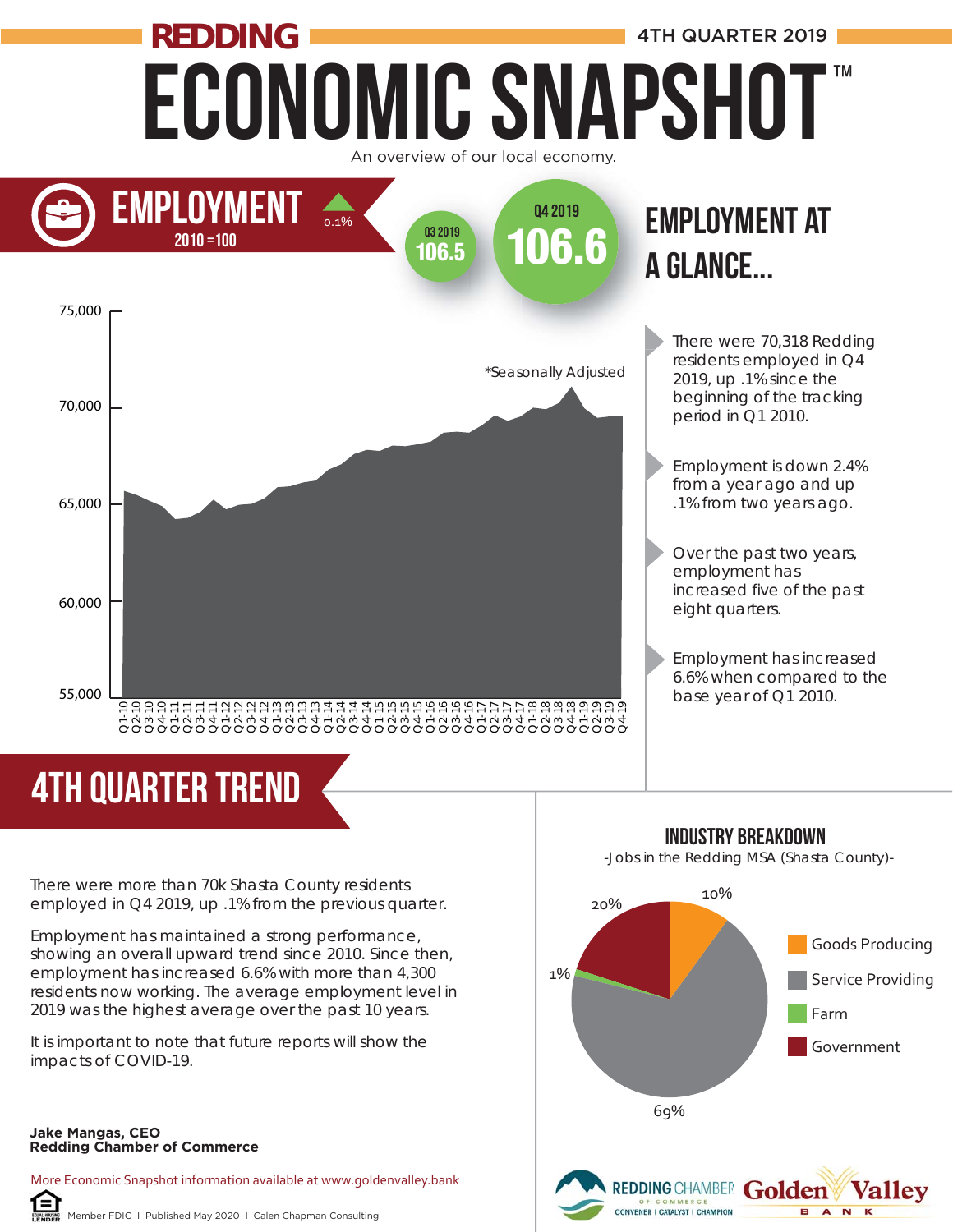# REDDING ECONOMIC SNAPSHOT™

4TH QUARTER 2019

An overview of our local economy.

## EMPLOYMENT

2010 = 100

0.1%

Q3 2019 106.5

Q4 2019 106.6

75,000
70,000
65,000
60,000
55,000

*Seasonally Adjusted

Q1-10 Q2-10 Q3-10 Q4-10 Q1-11 Q2-11 Q3-11 Q4-11 Q1-12 Q2-12 Q3-12 Q4-12 Q1-13 Q2-13 Q3-13 Q4-13 Q1-14 Q2-14 Q3-14 Q4-14 Q1-15 Q2-15 Q3-15 Q4-15 Q1-16 Q2-16 Q3-16 Q4-16 Q1-17 Q2-17 Q3-17 Q4-17 Q1-18 Q2-18 Q3-18 Q4-18 Q1-19 Q2-19 Q3-19 Q4-19

## EMPLOYMENT AT A GLANCE...

- There were 70,318 Redding residents employed in Q4 2019, up .1% since the beginning of the tracking period in Q1 2010.
- Employment is down 2.4% from a year ago and up .1% from two years ago.
- Over the past two years, employment has increased five of the past eight quarters.
- Employment has increased 6.6% when compared to the base year of Q1 2010.

## 4TH QUARTER TREND

There were more than 70k Shasta County residents employed in Q4 2019, up .1% from the previous quarter.

Employment has maintained a strong performance, showing an overall upward trend since 2010. Since then, employment has increased 6.6% with more than 4,300 residents now working. The average employment level in 2019 was the highest average over the past 10 years.

It is important to note that future reports will show the impacts of COVID-19.

**Jake Mangas, CEO**
**Redding Chamber of Commerce**

### INDUSTRY BREAKDOWN

-Jobs in the Redding MSA (Shasta County)-

10%
20%
1%
69%

Goods Producing
Service Providing
Farm
Government

More Economic Snapshot information available at www.goldenvalley.bank

Member FDIC | Published May 2020 | Calen Chapman Consulting